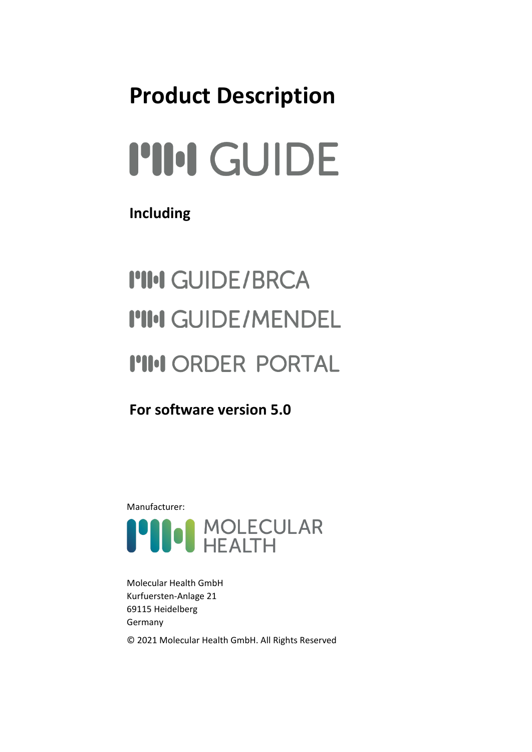# Product Description

# MH GUIDE

**Including**

## MH GUIDE/BRCA

## MH GUIDE/MENDEL

## MH ORDER PORTAL

**For software version 5.0**

Manufacturer:

MOLECULAR HEALTH

Molecular Health GmbH
Kurfuersten-Anlage 21
69115 Heidelberg
Germany

© 2021 Molecular Health GmbH. All Rights Reserved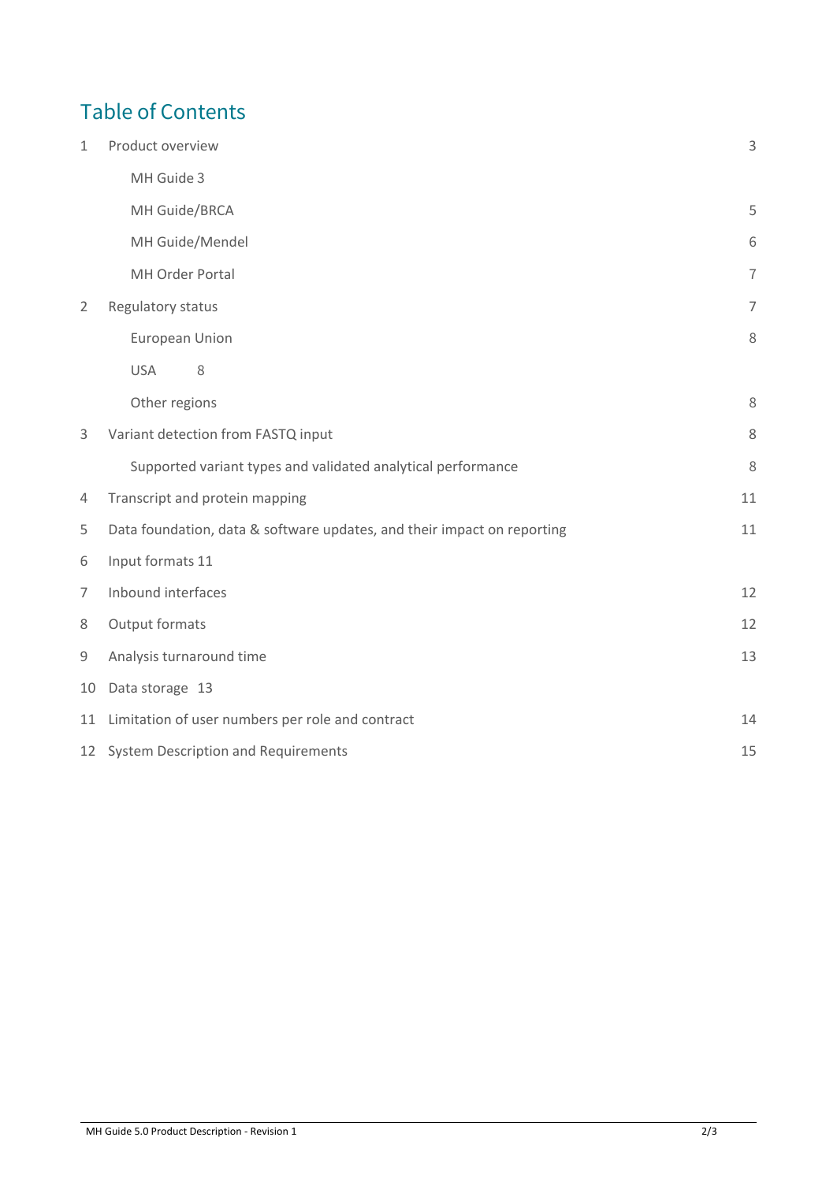# Table of Contents

| | | |
|---|---|---|
| 1 | Product overview | 3 |
| | MH Guide 3 | |
| | MH Guide/BRCA | 5 |
| | MH Guide/Mendel | 6 |
| | MH Order Portal | 7 |
| 2 | Regulatory status | 7 |
| | European Union | 8 |
| | USA 8 | |
| | Other regions | 8 |
| 3 | Variant detection from FASTQ input | 8 |
| | Supported variant types and validated analytical performance | 8 |
| 4 | Transcript and protein mapping | 11 |
| 5 | Data foundation, data & software updates, and their impact on reporting | 11 |
| 6 | Input formats 11 | |
| 7 | Inbound interfaces | 12 |
| 8 | Output formats | 12 |
| 9 | Analysis turnaround time | 13 |
| 10 | Data storage 13 | |
| 11 | Limitation of user numbers per role and contract | 14 |
| 12 | System Description and Requirements | 15 |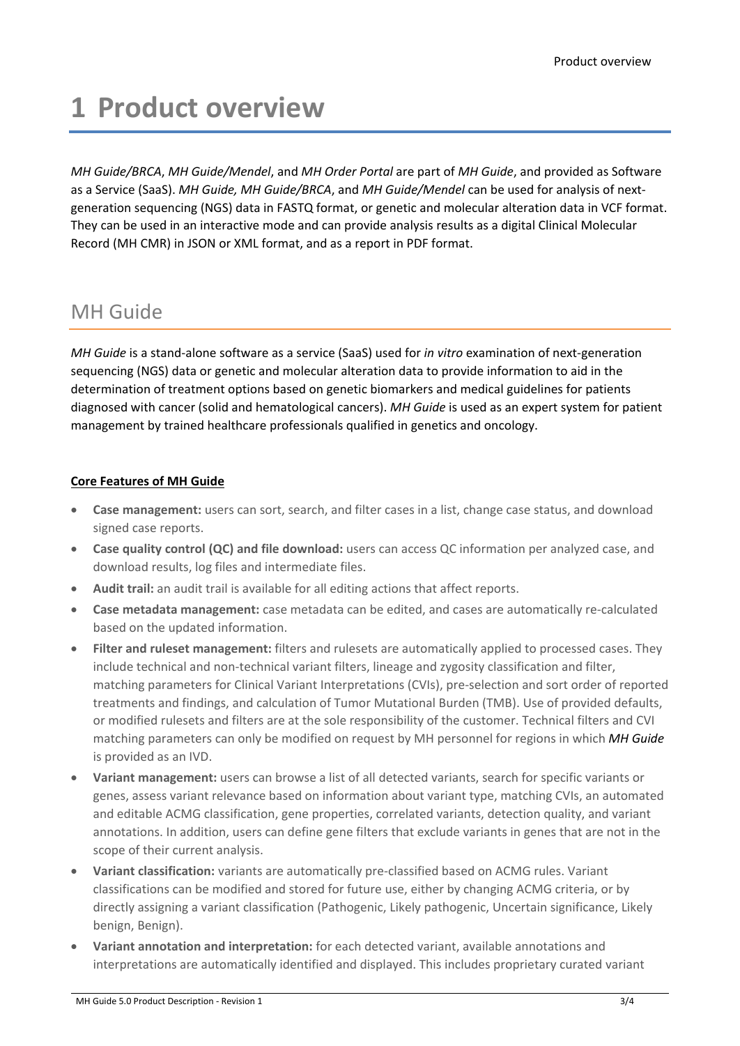// Reproduced exactly as on the page; running header and footer omitted.
# 1 Product overview

*MH Guide/BRCA*, *MH Guide/Mendel*, and *MH Order Portal* are part of *MH Guide*, and provided as Software as a Service (SaaS). *MH Guide, MH Guide/BRCA*, and *MH Guide/Mendel* can be used for analysis of next-generation sequencing (NGS) data in FASTQ format, or genetic and molecular alteration data in VCF format. They can be used in an interactive mode and can provide analysis results as a digital Clinical Molecular Record (MH CMR) in JSON or XML format, and as a report in PDF format.

## MH Guide

*MH Guide* is a stand-alone software as a service (SaaS) used for *in vitro* examination of next-generation sequencing (NGS) data or genetic and molecular alteration data to provide information to aid in the determination of treatment options based on genetic biomarkers and medical guidelines for patients diagnosed with cancer (solid and hematological cancers). *MH Guide* is used as an expert system for patient management by trained healthcare professionals qualified in genetics and oncology.

**Core Features of MH Guide**

- **Case management:** users can sort, search, and filter cases in a list, change case status, and download signed case reports.
- **Case quality control (QC) and file download:** users can access QC information per analyzed case, and download results, log files and intermediate files.
- **Audit trail:** an audit trail is available for all editing actions that affect reports.
- **Case metadata management:** case metadata can be edited, and cases are automatically re-calculated based on the updated information.
- **Filter and ruleset management:** filters and rulesets are automatically applied to processed cases. They include technical and non-technical variant filters, lineage and zygosity classification and filter, matching parameters for Clinical Variant Interpretations (CVIs), pre-selection and sort order of reported treatments and findings, and calculation of Tumor Mutational Burden (TMB). Use of provided defaults, or modified rulesets and filters are at the sole responsibility of the customer. Technical filters and CVI matching parameters can only be modified on request by MH personnel for regions in which ***MH Guide*** is provided as an IVD.
- **Variant management:** users can browse a list of all detected variants, search for specific variants or genes, assess variant relevance based on information about variant type, matching CVIs, an automated and editable ACMG classification, gene properties, correlated variants, detection quality, and variant annotations. In addition, users can define gene filters that exclude variants in genes that are not in the scope of their current analysis.
- **Variant classification:** variants are automatically pre-classified based on ACMG rules. Variant classifications can be modified and stored for future use, either by changing ACMG criteria, or by directly assigning a variant classification (Pathogenic, Likely pathogenic, Uncertain significance, Likely benign, Benign).
- **Variant annotation and interpretation:** for each detected variant, available annotations and interpretations are automatically identified and displayed. This includes proprietary curated variant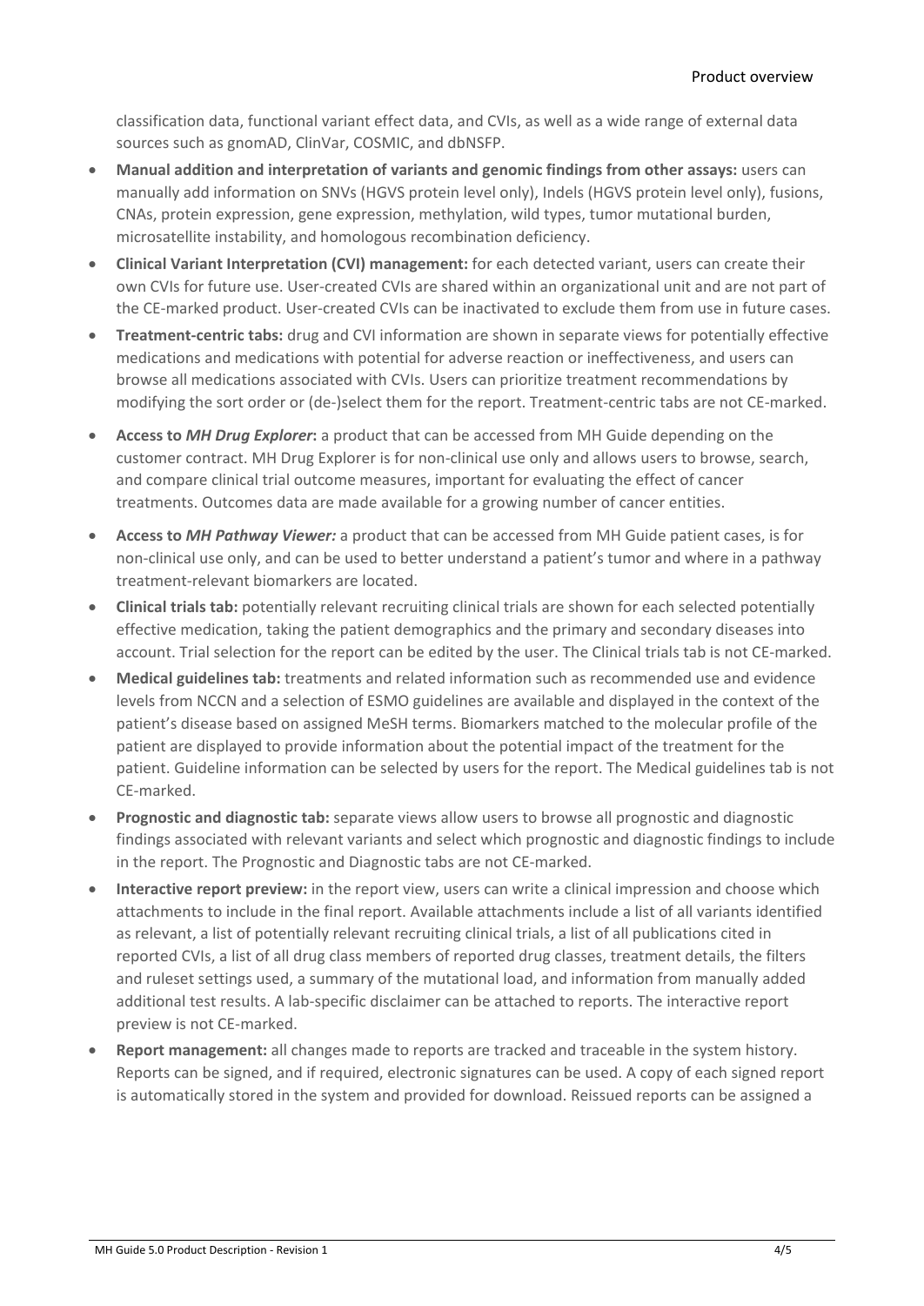classification data, functional variant effect data, and CVIs, as well as a wide range of external data sources such as gnomAD, ClinVar, COSMIC, and dbNSFP.

- **Manual addition and interpretation of variants and genomic findings from other assays:** users can manually add information on SNVs (HGVS protein level only), Indels (HGVS protein level only), fusions, CNAs, protein expression, gene expression, methylation, wild types, tumor mutational burden, microsatellite instability, and homologous recombination deficiency.
- **Clinical Variant Interpretation (CVI) management:** for each detected variant, users can create their own CVIs for future use. User-created CVIs are shared within an organizational unit and are not part of the CE-marked product. User-created CVIs can be inactivated to exclude them from use in future cases.
- **Treatment-centric tabs:** drug and CVI information are shown in separate views for potentially effective medications and medications with potential for adverse reaction or ineffectiveness, and users can browse all medications associated with CVIs. Users can prioritize treatment recommendations by modifying the sort order or (de-)select them for the report. Treatment-centric tabs are not CE-marked.
- **Access to *MH Drug Explorer*:** a product that can be accessed from MH Guide depending on the customer contract. MH Drug Explorer is for non-clinical use only and allows users to browse, search, and compare clinical trial outcome measures, important for evaluating the effect of cancer treatments. Outcomes data are made available for a growing number of cancer entities.
- **Access to *MH Pathway Viewer:*** a product that can be accessed from MH Guide patient cases, is for non-clinical use only, and can be used to better understand a patient's tumor and where in a pathway treatment-relevant biomarkers are located.
- **Clinical trials tab:** potentially relevant recruiting clinical trials are shown for each selected potentially effective medication, taking the patient demographics and the primary and secondary diseases into account. Trial selection for the report can be edited by the user. The Clinical trials tab is not CE-marked.
- **Medical guidelines tab:** treatments and related information such as recommended use and evidence levels from NCCN and a selection of ESMO guidelines are available and displayed in the context of the patient's disease based on assigned MeSH terms. Biomarkers matched to the molecular profile of the patient are displayed to provide information about the potential impact of the treatment for the patient. Guideline information can be selected by users for the report. The Medical guidelines tab is not CE-marked.
- **Prognostic and diagnostic tab:** separate views allow users to browse all prognostic and diagnostic findings associated with relevant variants and select which prognostic and diagnostic findings to include in the report. The Prognostic and Diagnostic tabs are not CE-marked.
- **Interactive report preview:** in the report view, users can write a clinical impression and choose which attachments to include in the final report. Available attachments include a list of all variants identified as relevant, a list of potentially relevant recruiting clinical trials, a list of all publications cited in reported CVIs, a list of all drug class members of reported drug classes, treatment details, the filters and ruleset settings used, a summary of the mutational load, and information from manually added additional test results. A lab-specific disclaimer can be attached to reports. The interactive report preview is not CE-marked.
- **Report management:** all changes made to reports are tracked and traceable in the system history. Reports can be signed, and if required, electronic signatures can be used. A copy of each signed report is automatically stored in the system and provided for download. Reissued reports can be assigned a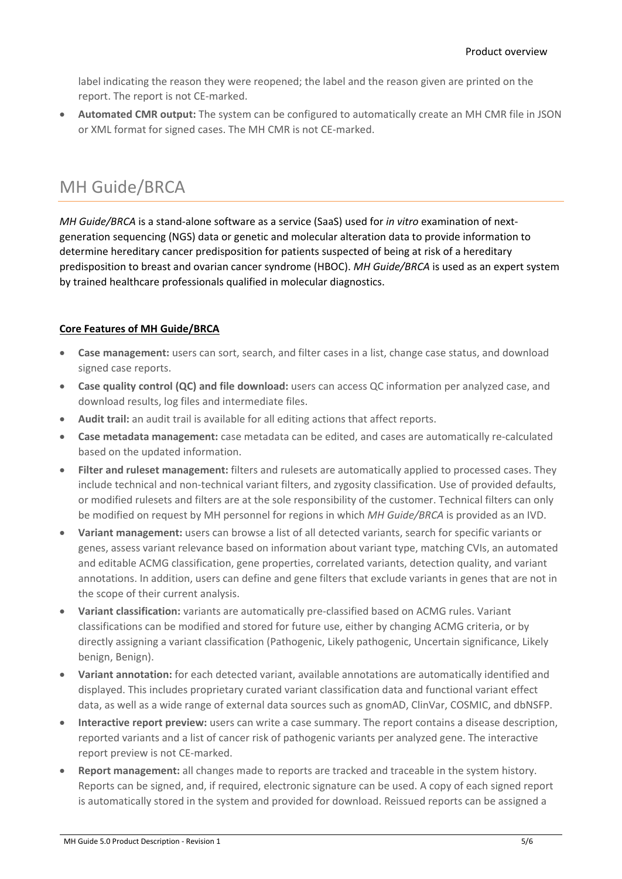label indicating the reason they were reopened; the label and the reason given are printed on the report. The report is not CE-marked.

- **Automated CMR output:** The system can be configured to automatically create an MH CMR file in JSON or XML format for signed cases. The MH CMR is not CE-marked.

## MH Guide/BRCA

*MH Guide/BRCA* is a stand-alone software as a service (SaaS) used for *in vitro* examination of next-generation sequencing (NGS) data or genetic and molecular alteration data to provide information to determine hereditary cancer predisposition for patients suspected of being at risk of a hereditary predisposition to breast and ovarian cancer syndrome (HBOC). *MH Guide/BRCA* is used as an expert system by trained healthcare professionals qualified in molecular diagnostics.

**Core Features of MH Guide/BRCA**

- **Case management:** users can sort, search, and filter cases in a list, change case status, and download signed case reports.
- **Case quality control (QC) and file download:** users can access QC information per analyzed case, and download results, log files and intermediate files.
- **Audit trail:** an audit trail is available for all editing actions that affect reports.
- **Case metadata management:** case metadata can be edited, and cases are automatically re-calculated based on the updated information.
- **Filter and ruleset management:** filters and rulesets are automatically applied to processed cases. They include technical and non-technical variant filters, and zygosity classification. Use of provided defaults, or modified rulesets and filters are at the sole responsibility of the customer. Technical filters can only be modified on request by MH personnel for regions in which *MH Guide/BRCA* is provided as an IVD.
- **Variant management:** users can browse a list of all detected variants, search for specific variants or genes, assess variant relevance based on information about variant type, matching CVIs, an automated and editable ACMG classification, gene properties, correlated variants, detection quality, and variant annotations. In addition, users can define and gene filters that exclude variants in genes that are not in the scope of their current analysis.
- **Variant classification:** variants are automatically pre-classified based on ACMG rules. Variant classifications can be modified and stored for future use, either by changing ACMG criteria, or by directly assigning a variant classification (Pathogenic, Likely pathogenic, Uncertain significance, Likely benign, Benign).
- **Variant annotation:** for each detected variant, available annotations are automatically identified and displayed. This includes proprietary curated variant classification data and functional variant effect data, as well as a wide range of external data sources such as gnomAD, ClinVar, COSMIC, and dbNSFP.
- **Interactive report preview:** users can write a case summary. The report contains a disease description, reported variants and a list of cancer risk of pathogenic variants per analyzed gene. The interactive report preview is not CE-marked.
- **Report management:** all changes made to reports are tracked and traceable in the system history. Reports can be signed, and, if required, electronic signature can be used. A copy of each signed report is automatically stored in the system and provided for download. Reissued reports can be assigned a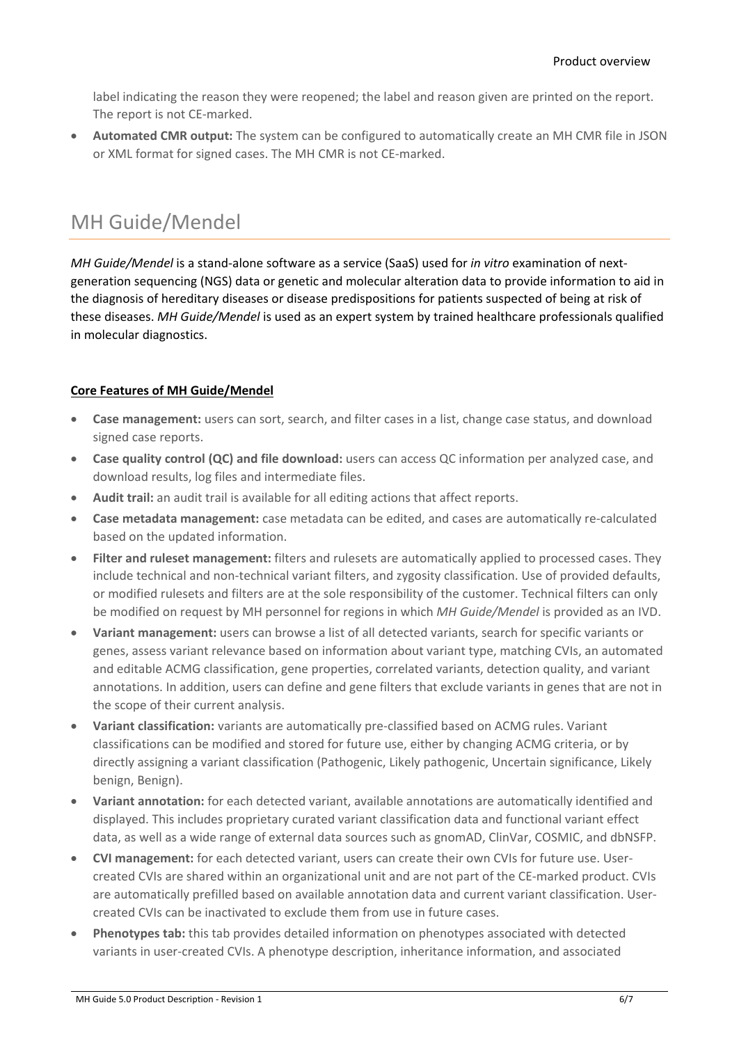label indicating the reason they were reopened; the label and reason given are printed on the report. The report is not CE-marked.

- **Automated CMR output:** The system can be configured to automatically create an MH CMR file in JSON or XML format for signed cases. The MH CMR is not CE-marked.

# MH Guide/Mendel

*MH Guide/Mendel* is a stand-alone software as a service (SaaS) used for *in vitro* examination of next-generation sequencing (NGS) data or genetic and molecular alteration data to provide information to aid in the diagnosis of hereditary diseases or disease predispositions for patients suspected of being at risk of these diseases. *MH Guide/Mendel* is used as an expert system by trained healthcare professionals qualified in molecular diagnostics.

**Core Features of MH Guide/Mendel**

- **Case management:** users can sort, search, and filter cases in a list, change case status, and download signed case reports.
- **Case quality control (QC) and file download:** users can access QC information per analyzed case, and download results, log files and intermediate files.
- **Audit trail:** an audit trail is available for all editing actions that affect reports.
- **Case metadata management:** case metadata can be edited, and cases are automatically re-calculated based on the updated information.
- **Filter and ruleset management:** filters and rulesets are automatically applied to processed cases. They include technical and non-technical variant filters, and zygosity classification. Use of provided defaults, or modified rulesets and filters are at the sole responsibility of the customer. Technical filters can only be modified on request by MH personnel for regions in which *MH Guide/Mendel* is provided as an IVD.
- **Variant management:** users can browse a list of all detected variants, search for specific variants or genes, assess variant relevance based on information about variant type, matching CVIs, an automated and editable ACMG classification, gene properties, correlated variants, detection quality, and variant annotations. In addition, users can define and gene filters that exclude variants in genes that are not in the scope of their current analysis.
- **Variant classification:** variants are automatically pre-classified based on ACMG rules. Variant classifications can be modified and stored for future use, either by changing ACMG criteria, or by directly assigning a variant classification (Pathogenic, Likely pathogenic, Uncertain significance, Likely benign, Benign).
- **Variant annotation:** for each detected variant, available annotations are automatically identified and displayed. This includes proprietary curated variant classification data and functional variant effect data, as well as a wide range of external data sources such as gnomAD, ClinVar, COSMIC, and dbNSFP.
- **CVI management:** for each detected variant, users can create their own CVIs for future use. User-created CVIs are shared within an organizational unit and are not part of the CE-marked product. CVIs are automatically prefilled based on available annotation data and current variant classification. User-created CVIs can be inactivated to exclude them from use in future cases.
- **Phenotypes tab:** this tab provides detailed information on phenotypes associated with detected variants in user-created CVIs. A phenotype description, inheritance information, and associated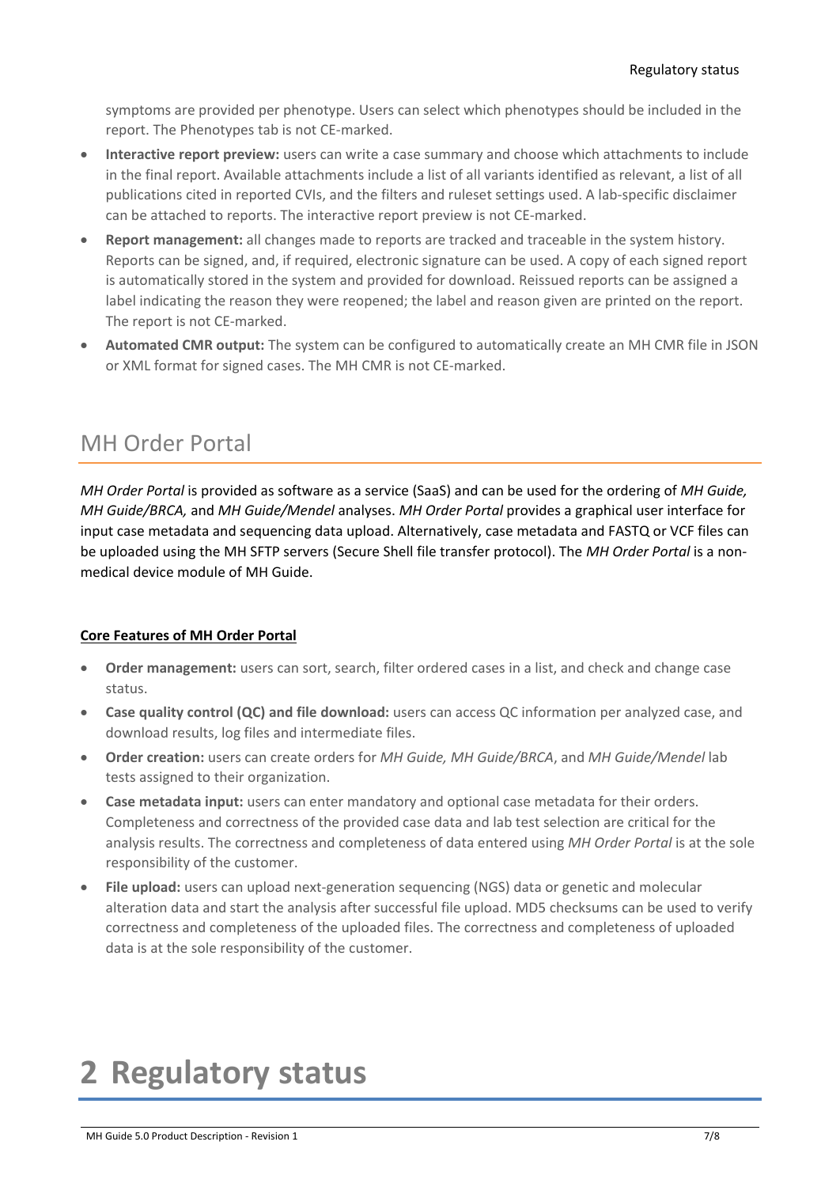symptoms are provided per phenotype. Users can select which phenotypes should be included in the report. The Phenotypes tab is not CE-marked.

- **Interactive report preview:** users can write a case summary and choose which attachments to include in the final report. Available attachments include a list of all variants identified as relevant, a list of all publications cited in reported CVIs, and the filters and ruleset settings used. A lab-specific disclaimer can be attached to reports. The interactive report preview is not CE-marked.
- **Report management:** all changes made to reports are tracked and traceable in the system history. Reports can be signed, and, if required, electronic signature can be used. A copy of each signed report is automatically stored in the system and provided for download. Reissued reports can be assigned a label indicating the reason they were reopened; the label and reason given are printed on the report. The report is not CE-marked.
- **Automated CMR output:** The system can be configured to automatically create an MH CMR file in JSON or XML format for signed cases. The MH CMR is not CE-marked.

## MH Order Portal

*MH Order Portal* is provided as software as a service (SaaS) and can be used for the ordering of *MH Guide, MH Guide/BRCA,* and *MH Guide/Mendel* analyses. *MH Order Portal* provides a graphical user interface for input case metadata and sequencing data upload. Alternatively, case metadata and FASTQ or VCF files can be uploaded using the MH SFTP servers (Secure Shell file transfer protocol). The *MH Order Portal* is a non-medical device module of MH Guide.

**Core Features of MH Order Portal**

- **Order management:** users can sort, search, filter ordered cases in a list, and check and change case status.
- **Case quality control (QC) and file download:** users can access QC information per analyzed case, and download results, log files and intermediate files.
- **Order creation:** users can create orders for *MH Guide, MH Guide/BRCA*, and *MH Guide/Mendel* lab tests assigned to their organization.
- **Case metadata input:** users can enter mandatory and optional case metadata for their orders. Completeness and correctness of the provided case data and lab test selection are critical for the analysis results. The correctness and completeness of data entered using *MH Order Portal* is at the sole responsibility of the customer.
- **File upload:** users can upload next-generation sequencing (NGS) data or genetic and molecular alteration data and start the analysis after successful file upload. MD5 checksums can be used to verify correctness and completeness of the uploaded files. The correctness and completeness of uploaded data is at the sole responsibility of the customer.

# 2 Regulatory status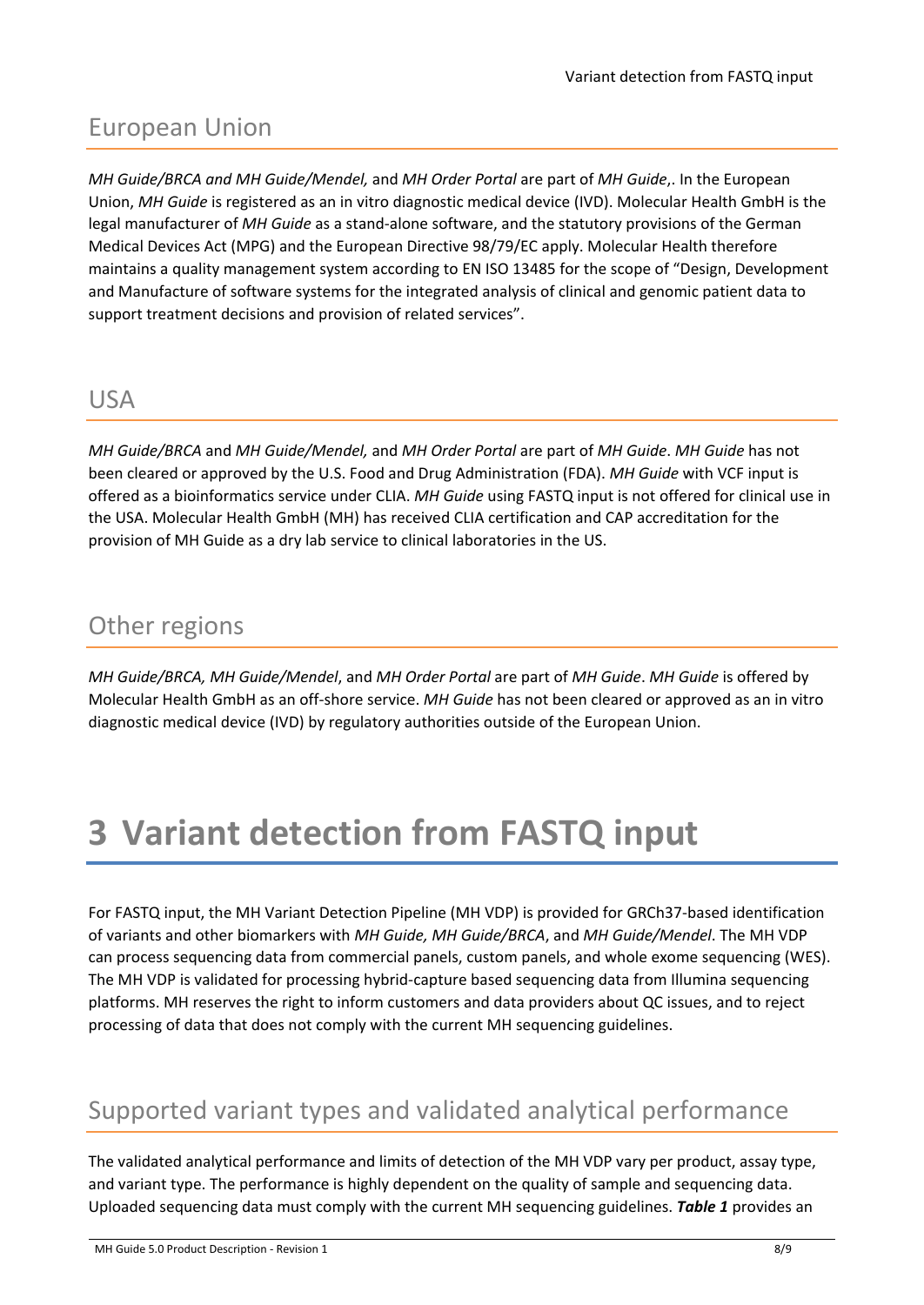## European Union

*MH Guide/BRCA and MH Guide/Mendel,* and *MH Order Portal* are part of *MH Guide*,. In the European Union, *MH Guide* is registered as an in vitro diagnostic medical device (IVD). Molecular Health GmbH is the legal manufacturer of *MH Guide* as a stand-alone software, and the statutory provisions of the German Medical Devices Act (MPG) and the European Directive 98/79/EC apply. Molecular Health therefore maintains a quality management system according to EN ISO 13485 for the scope of "Design, Development and Manufacture of software systems for the integrated analysis of clinical and genomic patient data to support treatment decisions and provision of related services".

## USA

*MH Guide/BRCA* and *MH Guide/Mendel,* and *MH Order Portal* are part of *MH Guide*. *MH Guide* has not been cleared or approved by the U.S. Food and Drug Administration (FDA). *MH Guide* with VCF input is offered as a bioinformatics service under CLIA. *MH Guide* using FASTQ input is not offered for clinical use in the USA. Molecular Health GmbH (MH) has received CLIA certification and CAP accreditation for the provision of MH Guide as a dry lab service to clinical laboratories in the US.

## Other regions

*MH Guide/BRCA, MH Guide/Mendel*, and *MH Order Portal* are part of *MH Guide*. *MH Guide* is offered by Molecular Health GmbH as an off-shore service. *MH Guide* has not been cleared or approved as an in vitro diagnostic medical device (IVD) by regulatory authorities outside of the European Union.

# 3 Variant detection from FASTQ input

For FASTQ input, the MH Variant Detection Pipeline (MH VDP) is provided for GRCh37-based identification of variants and other biomarkers with *MH Guide, MH Guide/BRCA*, and *MH Guide/Mendel*. The MH VDP can process sequencing data from commercial panels, custom panels, and whole exome sequencing (WES). The MH VDP is validated for processing hybrid-capture based sequencing data from Illumina sequencing platforms. MH reserves the right to inform customers and data providers about QC issues, and to reject processing of data that does not comply with the current MH sequencing guidelines.

## Supported variant types and validated analytical performance

The validated analytical performance and limits of detection of the MH VDP vary per product, assay type, and variant type. The performance is highly dependent on the quality of sample and sequencing data. Uploaded sequencing data must comply with the current MH sequencing guidelines. ***Table 1*** provides an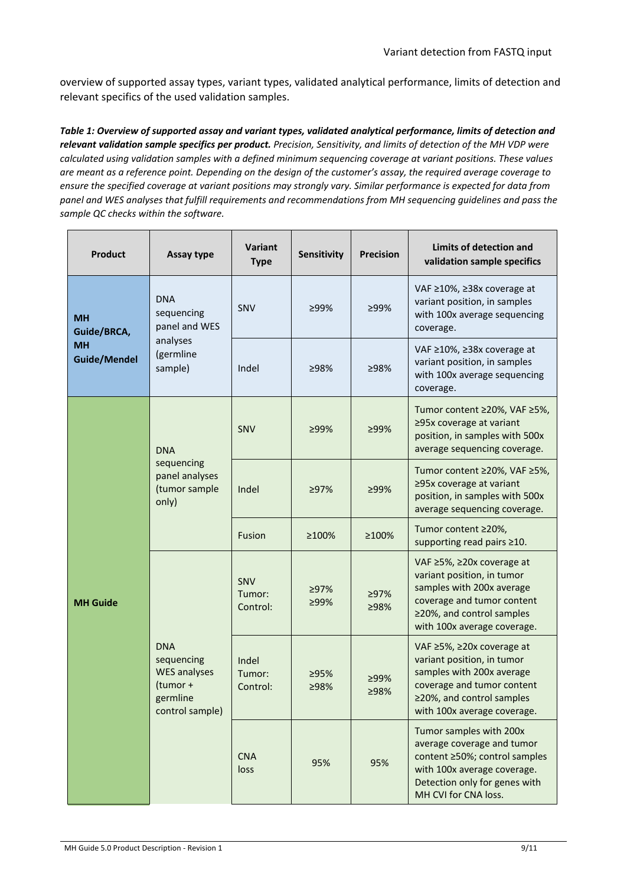overview of supported assay types, variant types, validated analytical performance, limits of detection and relevant specifics of the used validation samples.

***Table 1: Overview of supported assay and variant types, validated analytical performance, limits of detection and relevant validation sample specifics per product.*** *Precision, Sensitivity, and limits of detection of the MH VDP were calculated using validation samples with a defined minimum sequencing coverage at variant positions. These values are meant as a reference point. Depending on the design of the customer's assay, the required average coverage to ensure the specified coverage at variant positions may strongly vary. Similar performance is expected for data from panel and WES analyses that fulfill requirements and recommendations from MH sequencing guidelines and pass the sample QC checks within the software.*

| Product | Assay type | Variant Type | Sensitivity | Precision | Limits of detection and validation sample specifics |
|---|---|---|---|---|---|
| MH Guide/BRCA, MH Guide/Mendel | DNA sequencing panel and WES analyses (germline sample) | SNV | ≥99% | ≥99% | VAF ≥10%, ≥38x coverage at variant position, in samples with 100x average sequencing coverage. |
| | | Indel | ≥98% | ≥98% | VAF ≥10%, ≥38x coverage at variant position, in samples with 100x average sequencing coverage. |
| MH Guide | DNA sequencing panel analyses (tumor sample only) | SNV | ≥99% | ≥99% | Tumor content ≥20%, VAF ≥5%, ≥95x coverage at variant position, in samples with 500x average sequencing coverage. |
| | | Indel | ≥97% | ≥99% | Tumor content ≥20%, VAF ≥5%, ≥95x coverage at variant position, in samples with 500x average sequencing coverage. |
| | | Fusion | ≥100% | ≥100% | Tumor content ≥20%, supporting read pairs ≥10. |
| | DNA sequencing WES analyses (tumor + germline control sample) | SNV Tumor: Control: | ≥97% ≥99% | ≥97% ≥98% | VAF ≥5%, ≥20x coverage at variant position, in tumor samples with 200x average coverage and tumor content ≥20%, and control samples with 100x average coverage. |
| | | Indel Tumor: Control: | ≥95% ≥98% | ≥99% ≥98% | VAF ≥5%, ≥20x coverage at variant position, in tumor samples with 200x average coverage and tumor content ≥20%, and control samples with 100x average coverage. |
| | | CNA loss | 95% | 95% | Tumor samples with 200x average coverage and tumor content ≥50%; control samples with 100x average coverage. Detection only for genes with MH CVI for CNA loss. |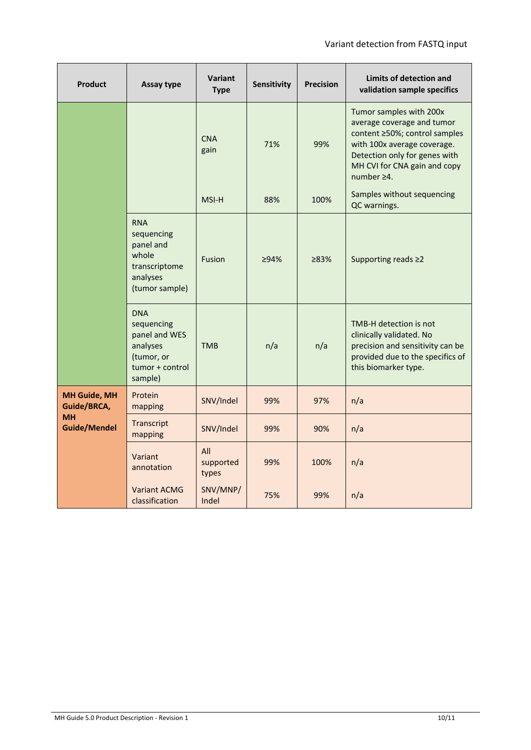| Product | Assay type | Variant Type | Sensitivity | Precision | Limits of detection and validation sample specifics |
|---|---|---|---|---|---|
| | | CNA gain | 71% | 99% | Tumor samples with 200x average coverage and tumor content ≥50%; control samples with 100x average coverage. Detection only for genes with MH CVI for CNA gain and copy number ≥4. |
| | | MSI-H | 88% | 100% | Samples without sequencing QC warnings. |
| | RNA sequencing panel and whole transcriptome analyses (tumor sample) | Fusion | ≥94% | ≥83% | Supporting reads ≥2 |
| | DNA sequencing panel and WES analyses (tumor, or tumor + control sample) | TMB | n/a | n/a | TMB-H detection is not clinically validated. No precision and sensitivity can be provided due to the specifics of this biomarker type. |
| **MH Guide, MH Guide/BRCA, MH Guide/Mendel** | Protein mapping | SNV/Indel | 99% | 97% | n/a |
| | Transcript mapping | SNV/Indel | 99% | 90% | n/a |
| | Variant annotation | All supported types | 99% | 100% | n/a |
| | Variant ACMG classification | SNV/MNP/ Indel | 75% | 99% | n/a |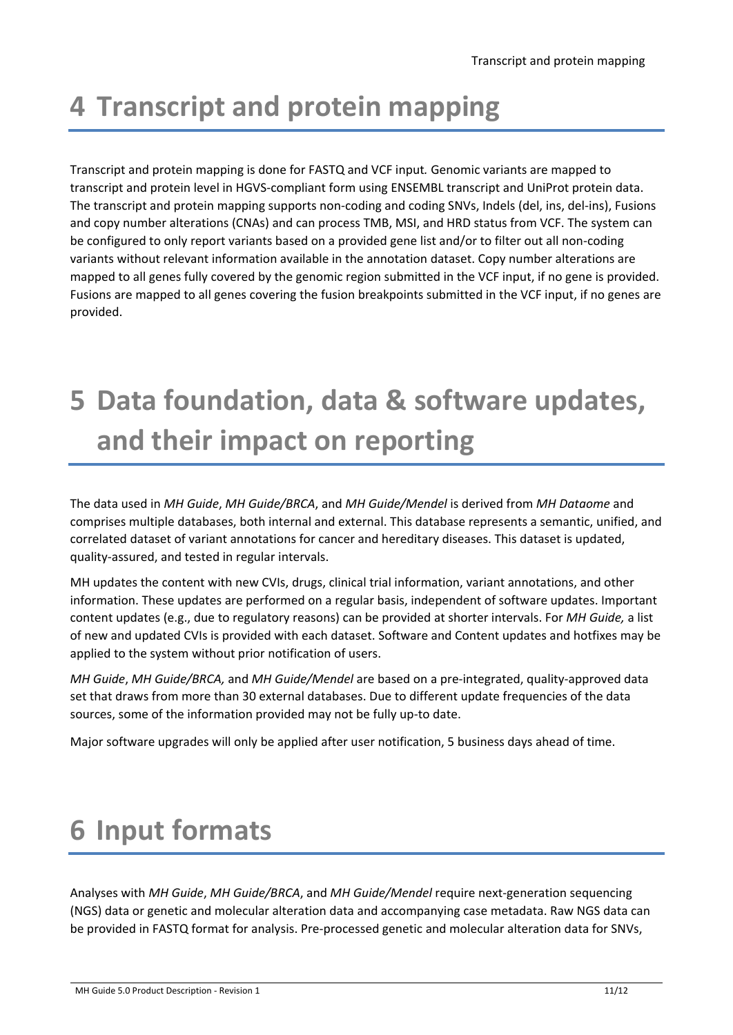# 4 Transcript and protein mapping

Transcript and protein mapping is done for FASTQ and VCF input*.* Genomic variants are mapped to transcript and protein level in HGVS-compliant form using ENSEMBL transcript and UniProt protein data. The transcript and protein mapping supports non-coding and coding SNVs, Indels (del, ins, del-ins), Fusions and copy number alterations (CNAs) and can process TMB, MSI, and HRD status from VCF. The system can be configured to only report variants based on a provided gene list and/or to filter out all non-coding variants without relevant information available in the annotation dataset. Copy number alterations are mapped to all genes fully covered by the genomic region submitted in the VCF input, if no gene is provided. Fusions are mapped to all genes covering the fusion breakpoints submitted in the VCF input, if no genes are provided.

# 5 Data foundation, data & software updates, and their impact on reporting

The data used in *MH Guide*, *MH Guide/BRCA*, and *MH Guide/Mendel* is derived from *MH Dataome* and comprises multiple databases, both internal and external. This database represents a semantic, unified, and correlated dataset of variant annotations for cancer and hereditary diseases. This dataset is updated, quality-assured, and tested in regular intervals.

MH updates the content with new CVIs, drugs, clinical trial information, variant annotations, and other information. These updates are performed on a regular basis, independent of software updates. Important content updates (e.g., due to regulatory reasons) can be provided at shorter intervals. For *MH Guide,* a list of new and updated CVIs is provided with each dataset. Software and Content updates and hotfixes may be applied to the system without prior notification of users.

*MH Guide*, *MH Guide/BRCA,* and *MH Guide/Mendel* are based on a pre-integrated, quality-approved data set that draws from more than 30 external databases. Due to different update frequencies of the data sources, some of the information provided may not be fully up-to date.

Major software upgrades will only be applied after user notification, 5 business days ahead of time.

# 6 Input formats

Analyses with *MH Guide*, *MH Guide/BRCA*, and *MH Guide/Mendel* require next-generation sequencing (NGS) data or genetic and molecular alteration data and accompanying case metadata. Raw NGS data can be provided in FASTQ format for analysis. Pre-processed genetic and molecular alteration data for SNVs,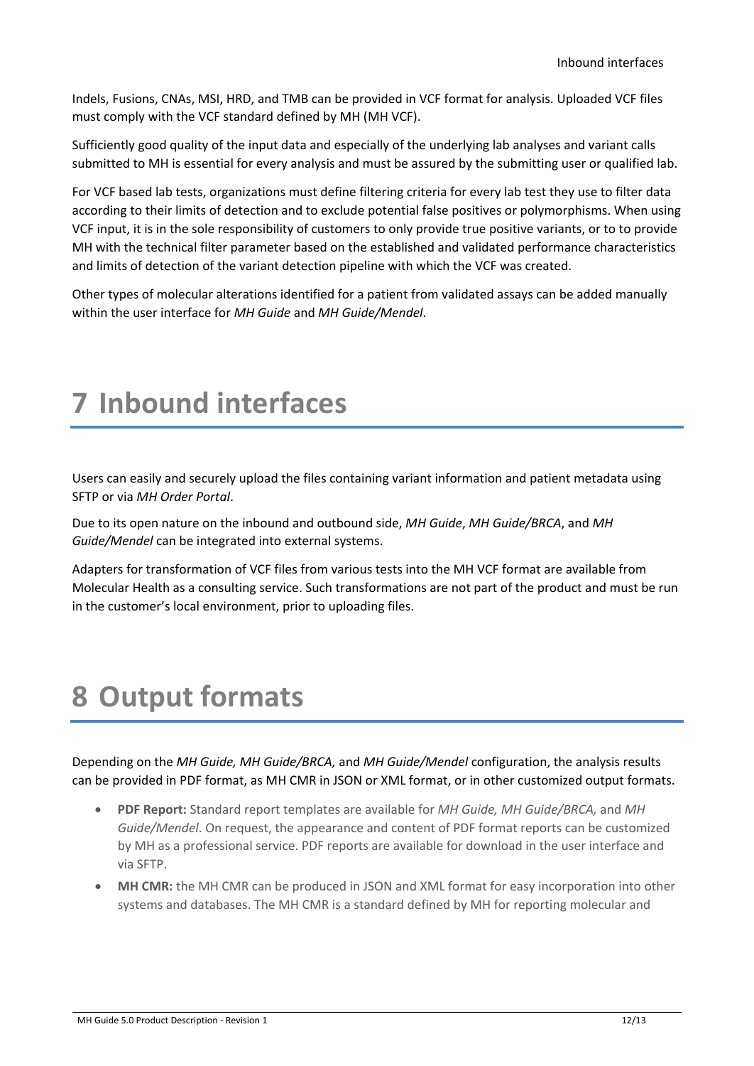Indels, Fusions, CNAs, MSI, HRD, and TMB can be provided in VCF format for analysis. Uploaded VCF files must comply with the VCF standard defined by MH (MH VCF).

Sufficiently good quality of the input data and especially of the underlying lab analyses and variant calls submitted to MH is essential for every analysis and must be assured by the submitting user or qualified lab.

For VCF based lab tests, organizations must define filtering criteria for every lab test they use to filter data according to their limits of detection and to exclude potential false positives or polymorphisms. When using VCF input, it is in the sole responsibility of customers to only provide true positive variants, or to to provide MH with the technical filter parameter based on the established and validated performance characteristics and limits of detection of the variant detection pipeline with which the VCF was created.

Other types of molecular alterations identified for a patient from validated assays can be added manually within the user interface for *MH Guide* and *MH Guide/Mendel*.

# 7 Inbound interfaces

Users can easily and securely upload the files containing variant information and patient metadata using SFTP or via *MH Order Portal*.

Due to its open nature on the inbound and outbound side, *MH Guide*, *MH Guide/BRCA*, and *MH Guide/Mendel* can be integrated into external systems.

Adapters for transformation of VCF files from various tests into the MH VCF format are available from Molecular Health as a consulting service. Such transformations are not part of the product and must be run in the customer's local environment, prior to uploading files.

# 8 Output formats

Depending on the *MH Guide, MH Guide/BRCA,* and *MH Guide/Mendel* configuration, the analysis results can be provided in PDF format, as MH CMR in JSON or XML format, or in other customized output formats.

- **PDF Report:** Standard report templates are available for *MH Guide, MH Guide/BRCA,* and *MH Guide/Mendel*. On request, the appearance and content of PDF format reports can be customized by MH as a professional service. PDF reports are available for download in the user interface and via SFTP.
- **MH CMR:** the MH CMR can be produced in JSON and XML format for easy incorporation into other systems and databases. The MH CMR is a standard defined by MH for reporting molecular and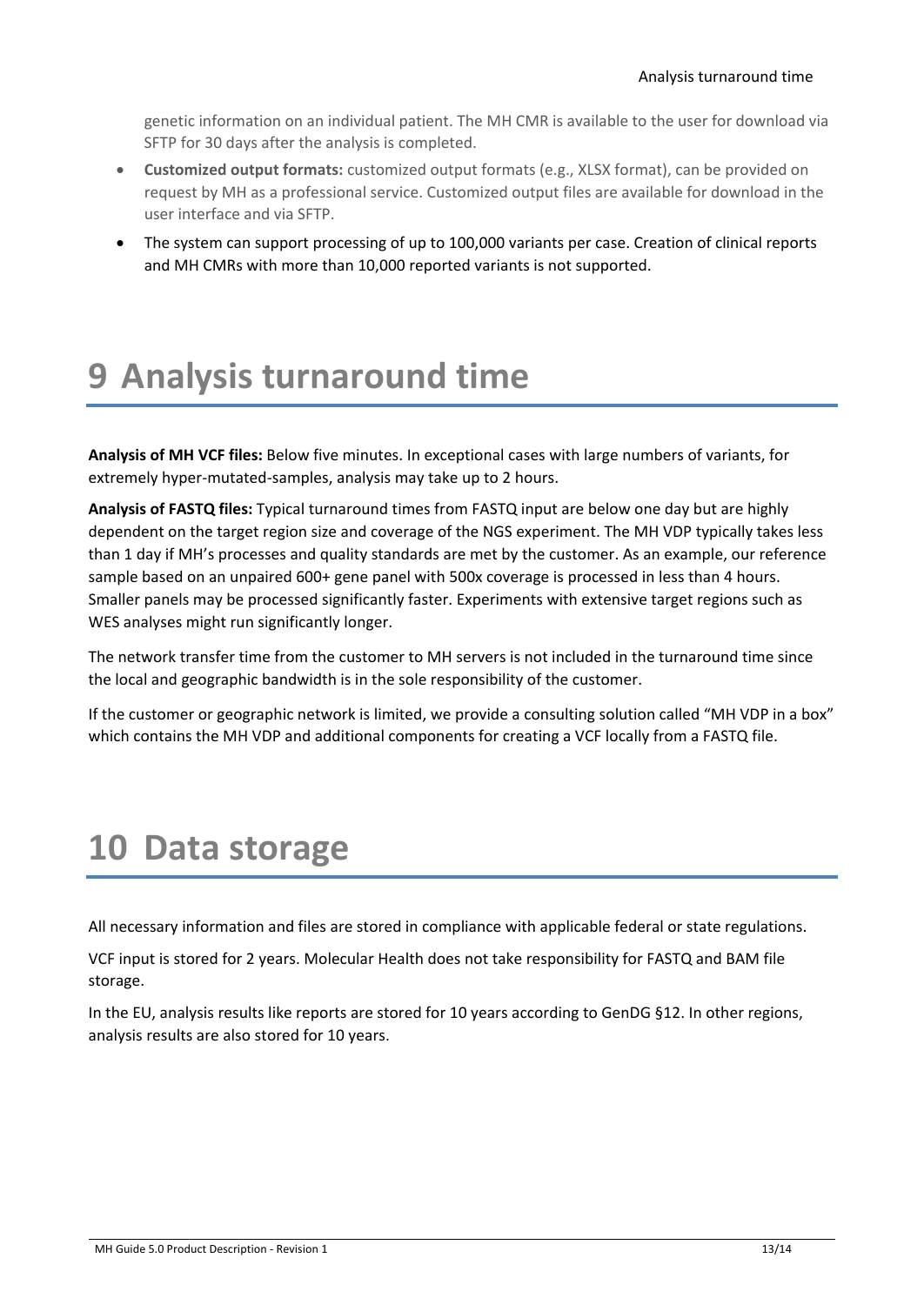genetic information on an individual patient. The MH CMR is available to the user for download via SFTP for 30 days after the analysis is completed.

- **Customized output formats:** customized output formats (e.g., XLSX format), can be provided on request by MH as a professional service. Customized output files are available for download in the user interface and via SFTP.
- The system can support processing of up to 100,000 variants per case. Creation of clinical reports and MH CMRs with more than 10,000 reported variants is not supported.

# 9 Analysis turnaround time

**Analysis of MH VCF files:** Below five minutes. In exceptional cases with large numbers of variants, for extremely hyper-mutated-samples, analysis may take up to 2 hours.

**Analysis of FASTQ files:** Typical turnaround times from FASTQ input are below one day but are highly dependent on the target region size and coverage of the NGS experiment. The MH VDP typically takes less than 1 day if MH's processes and quality standards are met by the customer. As an example, our reference sample based on an unpaired 600+ gene panel with 500x coverage is processed in less than 4 hours. Smaller panels may be processed significantly faster. Experiments with extensive target regions such as WES analyses might run significantly longer.

The network transfer time from the customer to MH servers is not included in the turnaround time since the local and geographic bandwidth is in the sole responsibility of the customer.

If the customer or geographic network is limited, we provide a consulting solution called "MH VDP in a box" which contains the MH VDP and additional components for creating a VCF locally from a FASTQ file.

# 10 Data storage

All necessary information and files are stored in compliance with applicable federal or state regulations.

VCF input is stored for 2 years. Molecular Health does not take responsibility for FASTQ and BAM file storage.

In the EU, analysis results like reports are stored for 10 years according to GenDG §12. In other regions, analysis results are also stored for 10 years.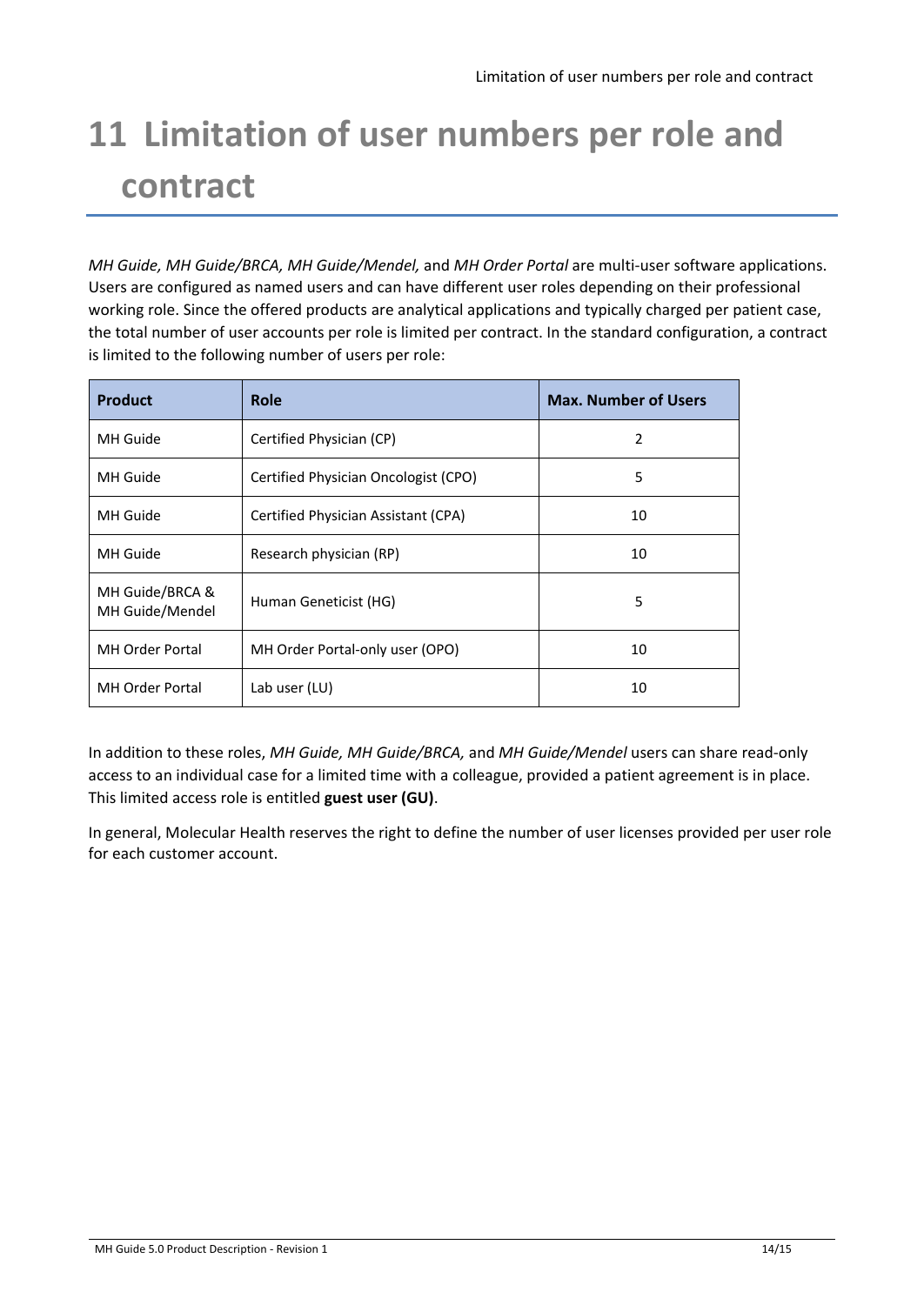# 11 Limitation of user numbers per role and contract

*MH Guide, MH Guide/BRCA, MH Guide/Mendel,* and *MH Order Portal* are multi-user software applications. Users are configured as named users and can have different user roles depending on their professional working role. Since the offered products are analytical applications and typically charged per patient case, the total number of user accounts per role is limited per contract. In the standard configuration, a contract is limited to the following number of users per role:

| Product | Role | Max. Number of Users |
|---|---|---|
| MH Guide | Certified Physician (CP) | 2 |
| MH Guide | Certified Physician Oncologist (CPO) | 5 |
| MH Guide | Certified Physician Assistant (CPA) | 10 |
| MH Guide | Research physician (RP) | 10 |
| MH Guide/BRCA & MH Guide/Mendel | Human Geneticist (HG) | 5 |
| MH Order Portal | MH Order Portal-only user (OPO) | 10 |
| MH Order Portal | Lab user (LU) | 10 |

In addition to these roles, *MH Guide, MH Guide/BRCA,* and *MH Guide/Mendel* users can share read-only access to an individual case for a limited time with a colleague, provided a patient agreement is in place. This limited access role is entitled **guest user (GU)**.

In general, Molecular Health reserves the right to define the number of user licenses provided per user role for each customer account.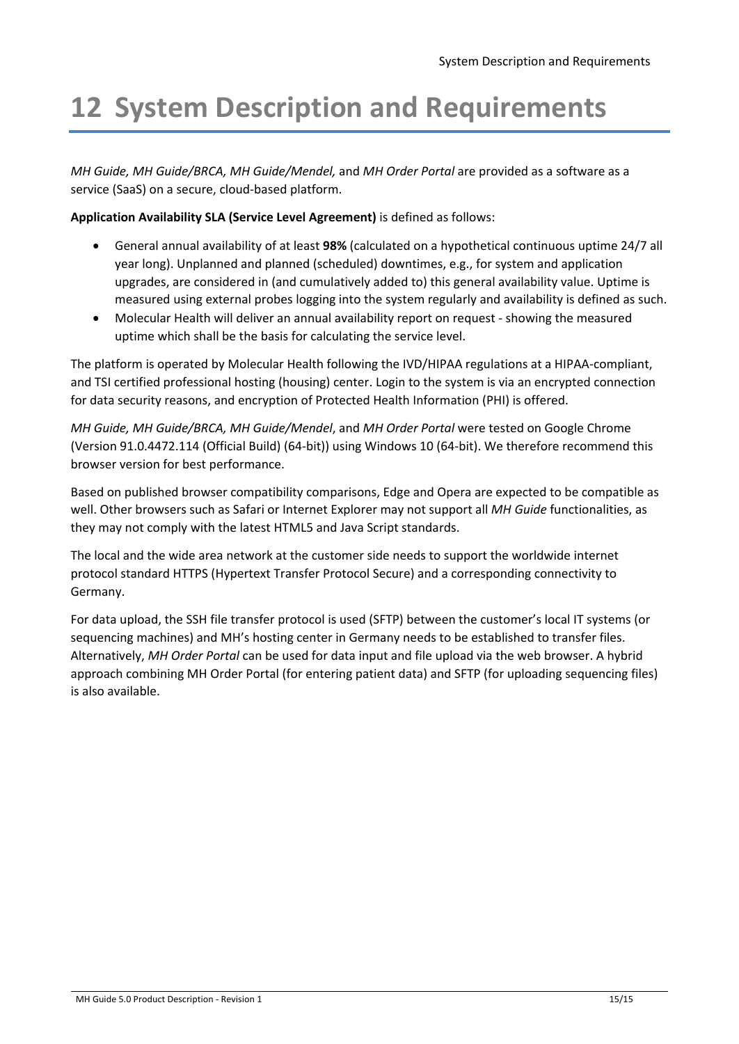# 12 System Description and Requirements

*MH Guide, MH Guide/BRCA, MH Guide/Mendel,* and *MH Order Portal* are provided as a software as a service (SaaS) on a secure, cloud-based platform.

**Application Availability SLA (Service Level Agreement)** is defined as follows:

- General annual availability of at least **98%** (calculated on a hypothetical continuous uptime 24/7 all year long). Unplanned and planned (scheduled) downtimes, e.g., for system and application upgrades, are considered in (and cumulatively added to) this general availability value. Uptime is measured using external probes logging into the system regularly and availability is defined as such.
- Molecular Health will deliver an annual availability report on request - showing the measured uptime which shall be the basis for calculating the service level.

The platform is operated by Molecular Health following the IVD/HIPAA regulations at a HIPAA-compliant, and TSI certified professional hosting (housing) center. Login to the system is via an encrypted connection for data security reasons, and encryption of Protected Health Information (PHI) is offered.

*MH Guide, MH Guide/BRCA, MH Guide/Mendel*, and *MH Order Portal* were tested on Google Chrome (Version 91.0.4472.114 (Official Build) (64-bit)) using Windows 10 (64-bit). We therefore recommend this browser version for best performance.

Based on published browser compatibility comparisons, Edge and Opera are expected to be compatible as well. Other browsers such as Safari or Internet Explorer may not support all *MH Guide* functionalities, as they may not comply with the latest HTML5 and Java Script standards.

The local and the wide area network at the customer side needs to support the worldwide internet protocol standard HTTPS (Hypertext Transfer Protocol Secure) and a corresponding connectivity to Germany.

For data upload, the SSH file transfer protocol is used (SFTP) between the customer's local IT systems (or sequencing machines) and MH's hosting center in Germany needs to be established to transfer files. Alternatively, *MH Order Portal* can be used for data input and file upload via the web browser. A hybrid approach combining MH Order Portal (for entering patient data) and SFTP (for uploading sequencing files) is also available.